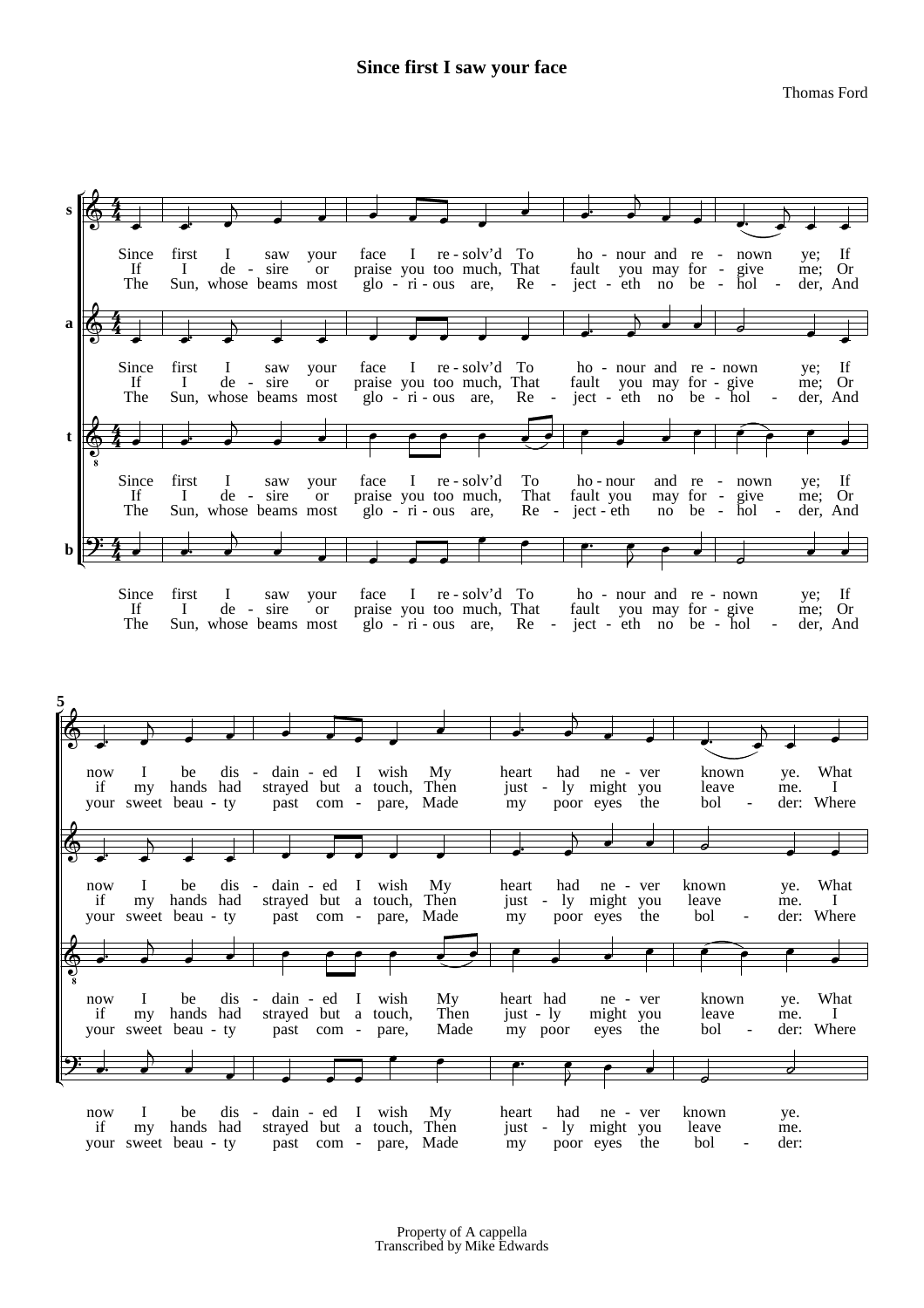# Since first I saw your face

Thomas Ford

Since first I saw your face I resolv'd To honour and renown ye; If now I be disdained I wish My heart had never known ye. What

If I desire or praise you too much, That fault you may forgive me; Or if my hands had strayed but a touch, Then justly might you leave me. I

The Sun, whose beams most glorious are, Reject eth no beholder, And your sweet beauty past compare, Made my poor eyes the bolder: Where

Property of A cappella
Transcribed by Mike Edwards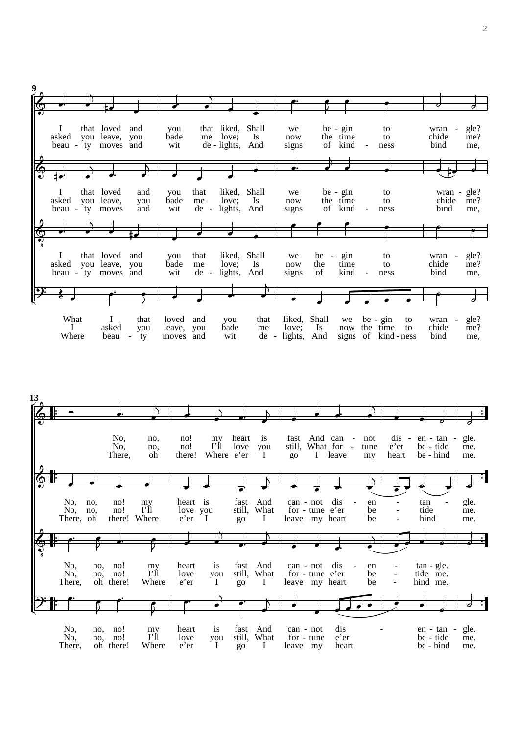9

I that loved and you that liked, Shall we be - gin to wran - gle?
asked you leave, you bade me love; Is now the time to chide me?
beau - ty moves and wit de - lights, And signs of kind - ness bind me,

I that loved and you that liked, Shall we be - gin to wran - gle?
asked you leave, you bade me love; Is now the time to chide me?
beau - ty moves and wit de - lights, And signs of kind - ness bind me,

I that loved and you that liked, Shall we be - gin to wran - gle?
asked you leave, you bade me love; Is now the time to chide me?
beau - ty moves and wit de - lights, And signs of kind - ness bind me,

What I that loved and you that liked, Shall we be - gin to wran - gle?
I asked you leave, you bade me love; Is now the time to chide me?
Where beau - ty moves and wit de - lights, And signs of kind - ness bind me,

13

No, no, no! my heart is fast And can - not dis - en - tan - gle.
No, no, no! I'll love you still, What for - tune e'er be - tide me.
There, oh there! Where e'er I go I leave my heart be - hind me.

No, no, no! my heart is fast And can - not dis - en - tan - gle.
No, no, no! I'll love you still, What for - tune e'er be - tide me.
There, oh there! Where e'er I go I leave my heart be - hind me.

No, no, no! my heart is fast And can - not dis - en - tan - gle.
No, no, no! I'll love you still, What for - tune e'er be - tide me.
There, oh there! Where e'er I go I leave my heart be - hind me.

No, no, no! my heart is fast And can - not dis - en - tan - gle.
No, no, no! I'll love you still, What for - tune e'er be - tide me.
There, oh there! Where e'er I go I leave my heart be - hind me.